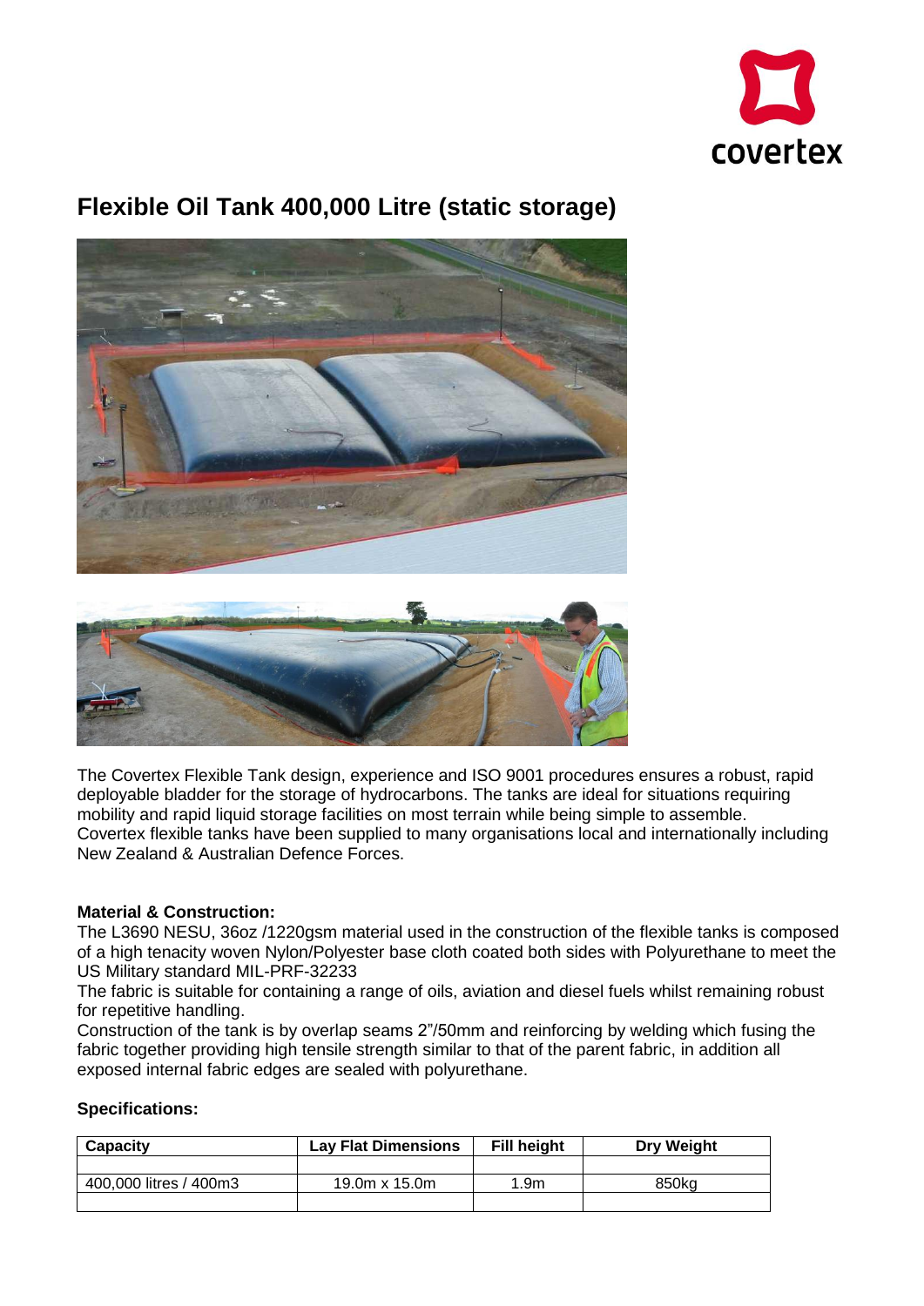# Flexible Oil Tank 400,000 Litre (static storage)

The Covertex Flexible Tank design, experience and ISO 9001 procedures ensures a robust, rapid deployable bladder for the storage of hydrocarbons. The tanks are ideal for situations requiring mobility and rapid liquid storage facilities on most terrain while being simple to assemble. Covertex flexible tanks have been supplied to many organisations local and internationally including New Zealand & Australian Defence Forces.

**Material & Construction:**

The L3690 NESU, 36oz /1220gsm material used in the construction of the flexible tanks is composed of a high tenacity woven Nylon/Polyester base cloth coated both sides with Polyurethane to meet the US Military standard MIL-PRF-32233

The fabric is suitable for containing a range of oils, aviation and diesel fuels whilst remaining robust for repetitive handling.

Construction of the tank is by overlap seams 2"/50mm and reinforcing by welding which fusing the fabric together providing high tensile strength similar to that of the parent fabric, in addition all exposed internal fabric edges are sealed with polyurethane.

**Specifications:**

| Capacity | Lay Flat Dimensions | Fill height | Dry Weight |
|---|---|---|---|
| | | | |
| 400,000 litres / 400m3 | 19.0m x 15.0m | 1.9m | 850kg |
| | | | |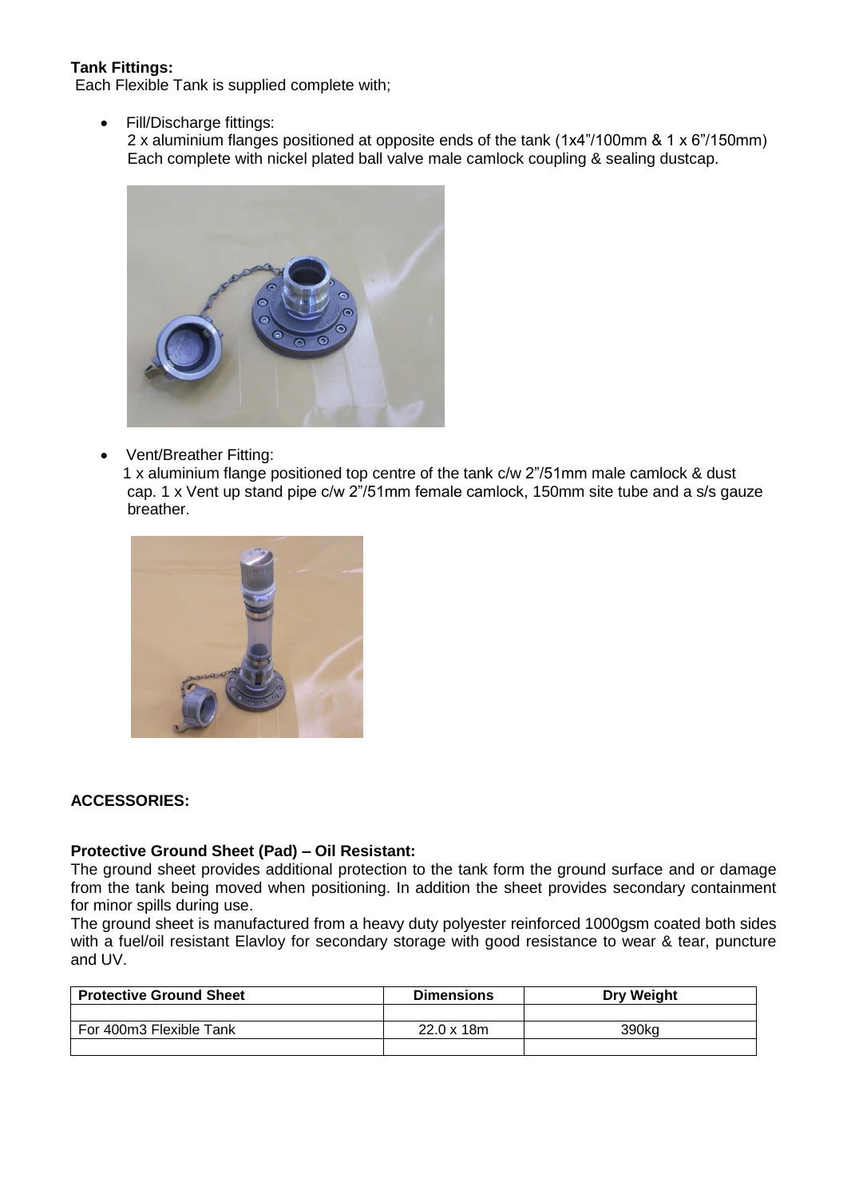**Tank Fittings:**
Each Flexible Tank is supplied complete with;

- Fill/Discharge fittings:
  2 x aluminium flanges positioned at opposite ends of the tank (1x4"/100mm & 1 x 6"/150mm) Each complete with nickel plated ball valve male camlock coupling & sealing dustcap.

- Vent/Breather Fitting:
  1 x aluminium flange positioned top centre of the tank c/w 2"/51mm male camlock & dust cap. 1 x Vent up stand pipe c/w 2"/51mm female camlock, 150mm site tube and a s/s gauze breather.

**ACCESSORIES:**

**Protective Ground Sheet (Pad) – Oil Resistant:**
The ground sheet provides additional protection to the tank form the ground surface and or damage from the tank being moved when positioning. In addition the sheet provides secondary containment for minor spills during use.
The ground sheet is manufactured from a heavy duty polyester reinforced 1000gsm coated both sides with a fuel/oil resistant Elavloy for secondary storage with good resistance to wear & tear, puncture and UV.

| Protective Ground Sheet | Dimensions | Dry Weight |
|---|---|---|
| | | |
| For 400m3 Flexible Tank | 22.0 x 18m | 390kg |
| | | |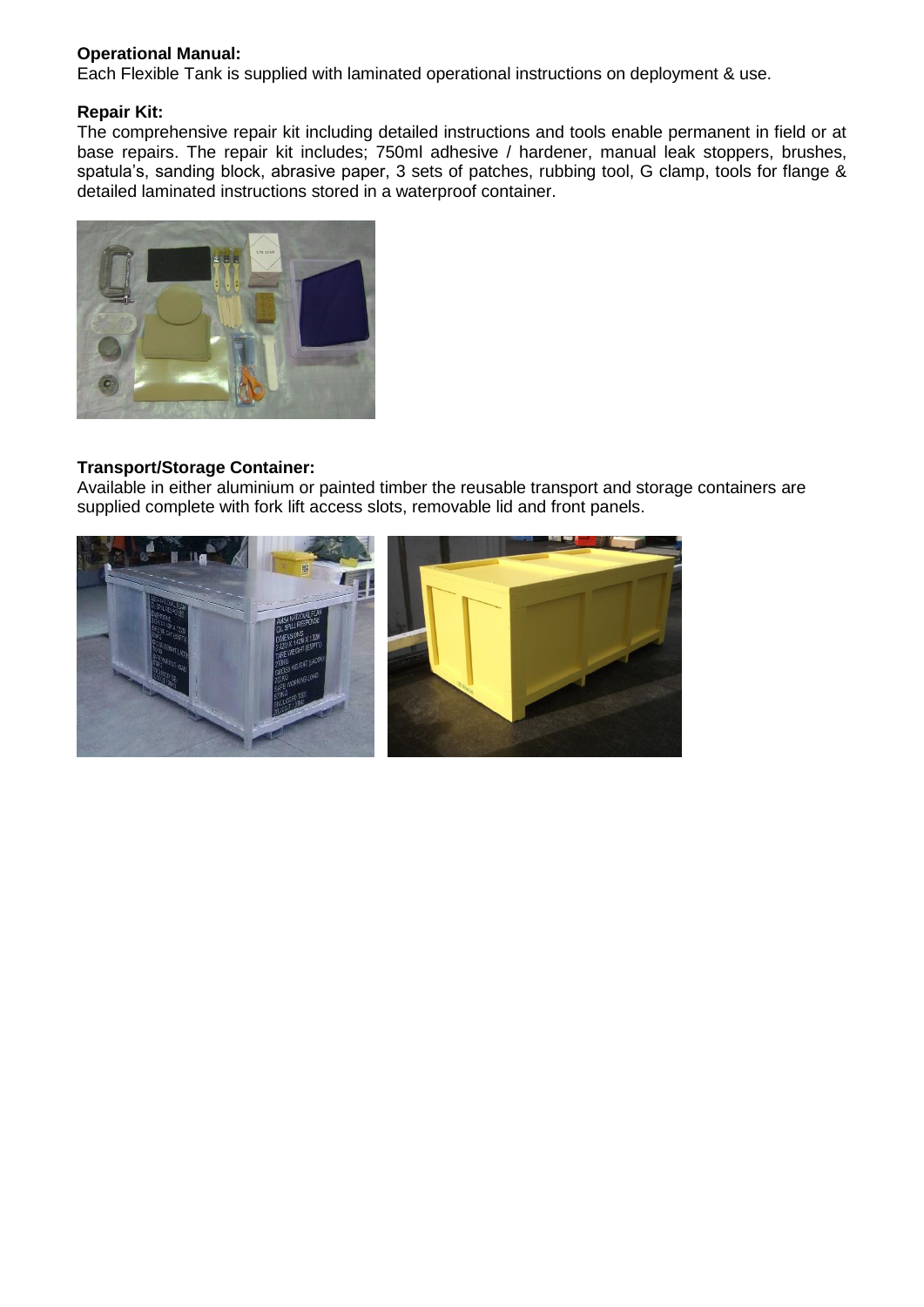**Operational Manual:**
Each Flexible Tank is supplied with laminated operational instructions on deployment & use.

**Repair Kit:**
The comprehensive repair kit including detailed instructions and tools enable permanent in field or at base repairs. The repair kit includes; 750ml adhesive / hardener, manual leak stoppers, brushes, spatula's, sanding block, abrasive paper, 3 sets of patches, rubbing tool, G clamp, tools for flange & detailed laminated instructions stored in a waterproof container.

**Transport/Storage Container:**
Available in either aluminium or painted timber the reusable transport and storage containers are supplied complete with fork lift access slots, removable lid and front panels.